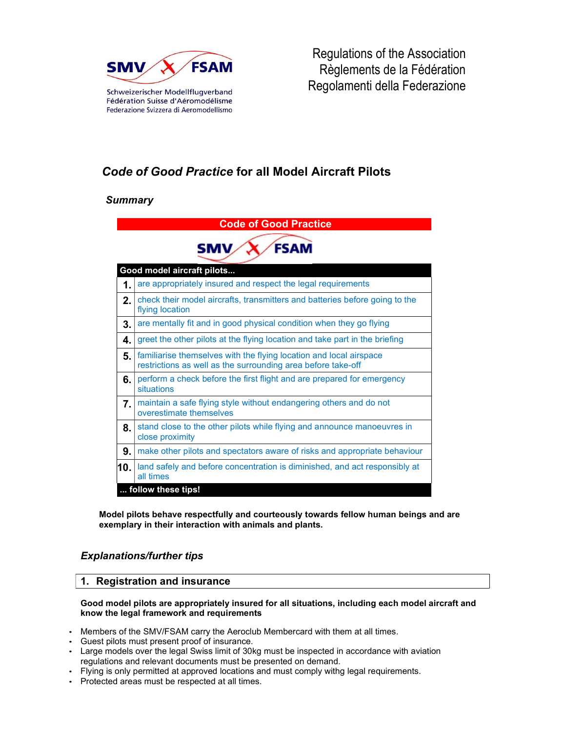SMV FSAM

Schweizerischer Modellflugverband
Fédération Suisse d'Aéromodélisme
Federazione Svizzera di Aeromodellismo

Regulations of the Association
Règlements de la Fédération
Regolamenti della Federazione

# *Code of Good Practice* for all Model Aircraft Pilots

## *Summary*

**Code of Good Practice**

SMV FSAM

| | **Good model aircraft pilots...** |
|---|---|
| **1.** | are appropriately insured and respect the legal requirements |
| **2.** | check their model aircrafts, transmitters and batteries before going to the flying location |
| **3.** | are mentally fit and in good physical condition when they go flying |
| **4.** | greet the other pilots at the flying location and take part in the briefing |
| **5.** | familiarise themselves with the flying location and local airspace restrictions as well as the surrounding area before take-off |
| **6.** | perform a check before the first flight and are prepared for emergency situations |
| **7.** | maintain a safe flying style without endangering others and do not overestimate themselves |
| **8.** | stand close to the other pilots while flying and announce manoeuvres in close proximity |
| **9.** | make other pilots and spectators aware of risks and appropriate behaviour |
| **10.** | land safely and before concentration is diminished, and act responsibly at all times |
| | **... follow these tips!** |

**Model pilots behave respectfully and courteously towards fellow human beings and are exemplary in their interaction with animals and plants.**

## *Explanations/further tips*

### 1. Registration and insurance

**Good model pilots are appropriately insured for all situations, including each model aircraft and know the legal framework and requirements**

- Members of the SMV/FSAM carry the Aeroclub Membercard with them at all times.
- Guest pilots must present proof of insurance.
- Large models over the legal Swiss limit of 30kg must be inspected in accordance with aviation regulations and relevant documents must be presented on demand.
- Flying is only permitted at approved locations and must comply withg legal requirements.
- Protected areas must be respected at all times.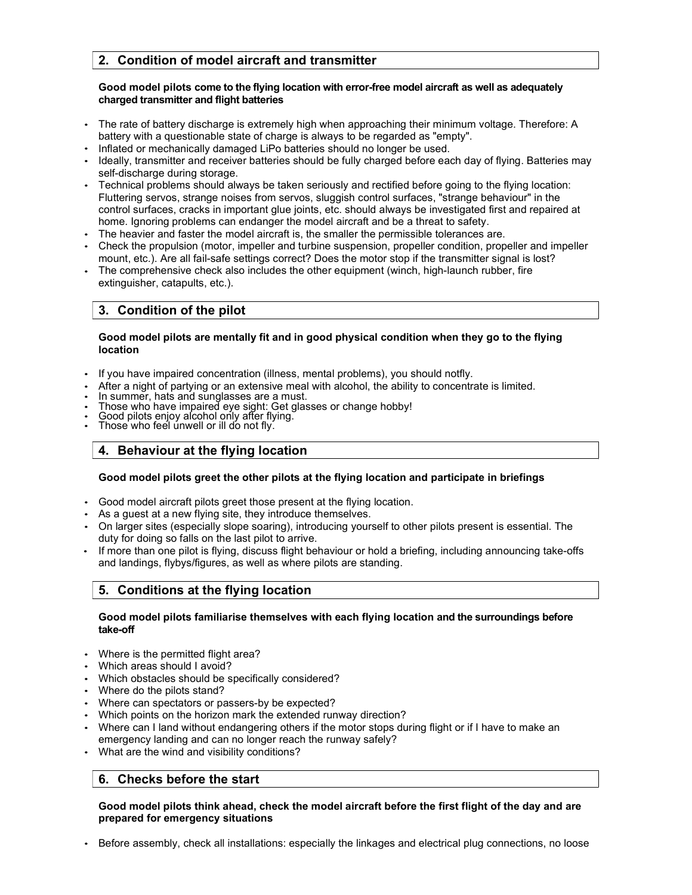## 2. Condition of model aircraft and transmitter

**Good model pilots come to the flying location with error-free model aircraft as well as adequately charged transmitter and flight batteries**

- The rate of battery discharge is extremely high when approaching their minimum voltage. Therefore: A battery with a questionable state of charge is always to be regarded as "empty".
- Inflated or mechanically damaged LiPo batteries should no longer be used.
- Ideally, transmitter and receiver batteries should be fully charged before each day of flying. Batteries may self-discharge during storage.
- Technical problems should always be taken seriously and rectified before going to the flying location: Fluttering servos, strange noises from servos, sluggish control surfaces, "strange behaviour" in the control surfaces, cracks in important glue joints, etc. should always be investigated first and repaired at home. Ignoring problems can endanger the model aircraft and be a threat to safety.
- The heavier and faster the model aircraft is, the smaller the permissible tolerances are.
- Check the propulsion (motor, impeller and turbine suspension, propeller condition, propeller and impeller mount, etc.). Are all fail-safe settings correct? Does the motor stop if the transmitter signal is lost?
- The comprehensive check also includes the other equipment (winch, high-launch rubber, fire extinguisher, catapults, etc.).

## 3. Condition of the pilot

**Good model pilots are mentally fit and in good physical condition when they go to the flying location**

- If you have impaired concentration (illness, mental problems), you should notfly.
- After a night of partying or an extensive meal with alcohol, the ability to concentrate is limited.
- In summer, hats and sunglasses are a must.
- Those who have impaired eye sight: Get glasses or change hobby!
- Good pilots enjoy alcohol only after flying.
- Those who feel unwell or ill do not fly.

## 4. Behaviour at the flying location

**Good model pilots greet the other pilots at the flying location and participate in briefings**

- Good model aircraft pilots greet those present at the flying location.
- As a guest at a new flying site, they introduce themselves.
- On larger sites (especially slope soaring), introducing yourself to other pilots present is essential. The duty for doing so falls on the last pilot to arrive.
- If more than one pilot is flying, discuss flight behaviour or hold a briefing, including announcing take-offs and landings, flybys/figures, as well as where pilots are standing.

## 5. Conditions at the flying location

**Good model pilots familiarise themselves with each flying location and the surroundings before take-off**

- Where is the permitted flight area?
- Which areas should I avoid?
- Which obstacles should be specifically considered?
- Where do the pilots stand?
- Where can spectators or passers-by be expected?
- Which points on the horizon mark the extended runway direction?
- Where can I land without endangering others if the motor stops during flight or if I have to make an emergency landing and can no longer reach the runway safely?
- What are the wind and visibility conditions?

## 6. Checks before the start

**Good model pilots think ahead, check the model aircraft before the first flight of the day and are prepared for emergency situations**

- Before assembly, check all installations: especially the linkages and electrical plug connections, no loose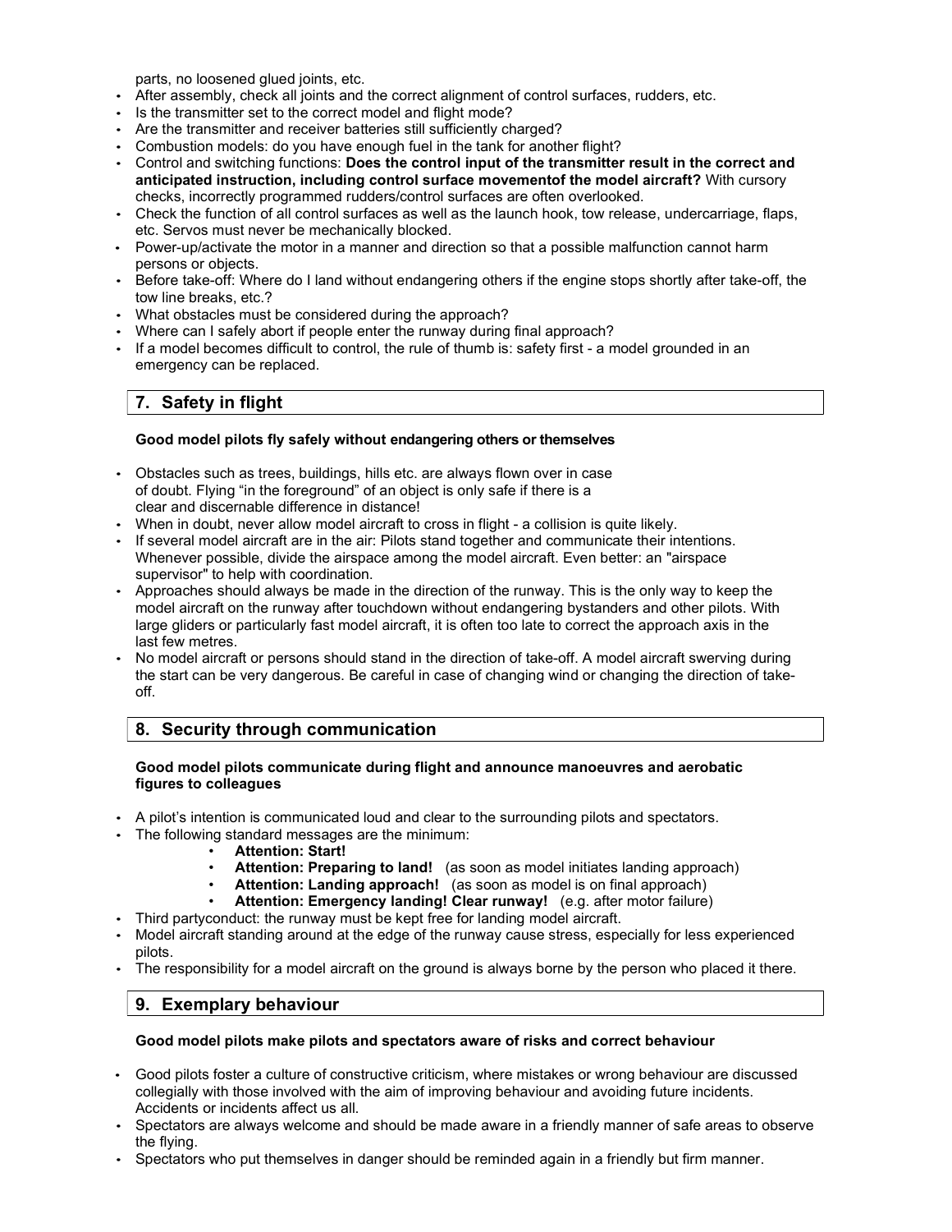parts, no loosened glued joints, etc.

- After assembly, check all joints and the correct alignment of control surfaces, rudders, etc.
- Is the transmitter set to the correct model and flight mode?
- Are the transmitter and receiver batteries still sufficiently charged?
- Combustion models: do you have enough fuel in the tank for another flight?
- Control and switching functions: **Does the control input of the transmitter result in the correct and anticipated instruction, including control surface movementof the model aircraft?** With cursory checks, incorrectly programmed rudders/control surfaces are often overlooked.
- Check the function of all control surfaces as well as the launch hook, tow release, undercarriage, flaps, etc. Servos must never be mechanically blocked.
- Power-up/activate the motor in a manner and direction so that a possible malfunction cannot harm persons or objects.
- Before take-off: Where do I land without endangering others if the engine stops shortly after take-off, the tow line breaks, etc.?
- What obstacles must be considered during the approach?
- Where can I safely abort if people enter the runway during final approach?
- If a model becomes difficult to control, the rule of thumb is: safety first - a model grounded in an emergency can be replaced.

## 7. Safety in flight

**Good model pilots fly safely without endangering others or themselves**

- Obstacles such as trees, buildings, hills etc. are always flown over in case of doubt. Flying "in the foreground" of an object is only safe if there is a clear and discernable difference in distance!
- When in doubt, never allow model aircraft to cross in flight - a collision is quite likely.
- If several model aircraft are in the air: Pilots stand together and communicate their intentions. Whenever possible, divide the airspace among the model aircraft. Even better: an "airspace supervisor" to help with coordination.
- Approaches should always be made in the direction of the runway. This is the only way to keep the model aircraft on the runway after touchdown without endangering bystanders and other pilots. With large gliders or particularly fast model aircraft, it is often too late to correct the approach axis in the last few metres.
- No model aircraft or persons should stand in the direction of take-off. A model aircraft swerving during the start can be very dangerous. Be careful in case of changing wind or changing the direction of take-off.

## 8. Security through communication

**Good model pilots communicate during flight and announce manoeuvres and aerobatic figures to colleagues**

- A pilot's intention is communicated loud and clear to the surrounding pilots and spectators.
- The following standard messages are the minimum:
  - **Attention: Start!**
  - **Attention: Preparing to land!** (as soon as model initiates landing approach)
  - **Attention: Landing approach!** (as soon as model is on final approach)
  - **Attention: Emergency landing! Clear runway!** (e.g. after motor failure)
- Third partyconduct: the runway must be kept free for landing model aircraft.
- Model aircraft standing around at the edge of the runway cause stress, especially for less experienced pilots.
- The responsibility for a model aircraft on the ground is always borne by the person who placed it there.

## 9. Exemplary behaviour

**Good model pilots make pilots and spectators aware of risks and correct behaviour**

- Good pilots foster a culture of constructive criticism, where mistakes or wrong behaviour are discussed collegially with those involved with the aim of improving behaviour and avoiding future incidents. Accidents or incidents affect us all.
- Spectators are always welcome and should be made aware in a friendly manner of safe areas to observe the flying.
- Spectators who put themselves in danger should be reminded again in a friendly but firm manner.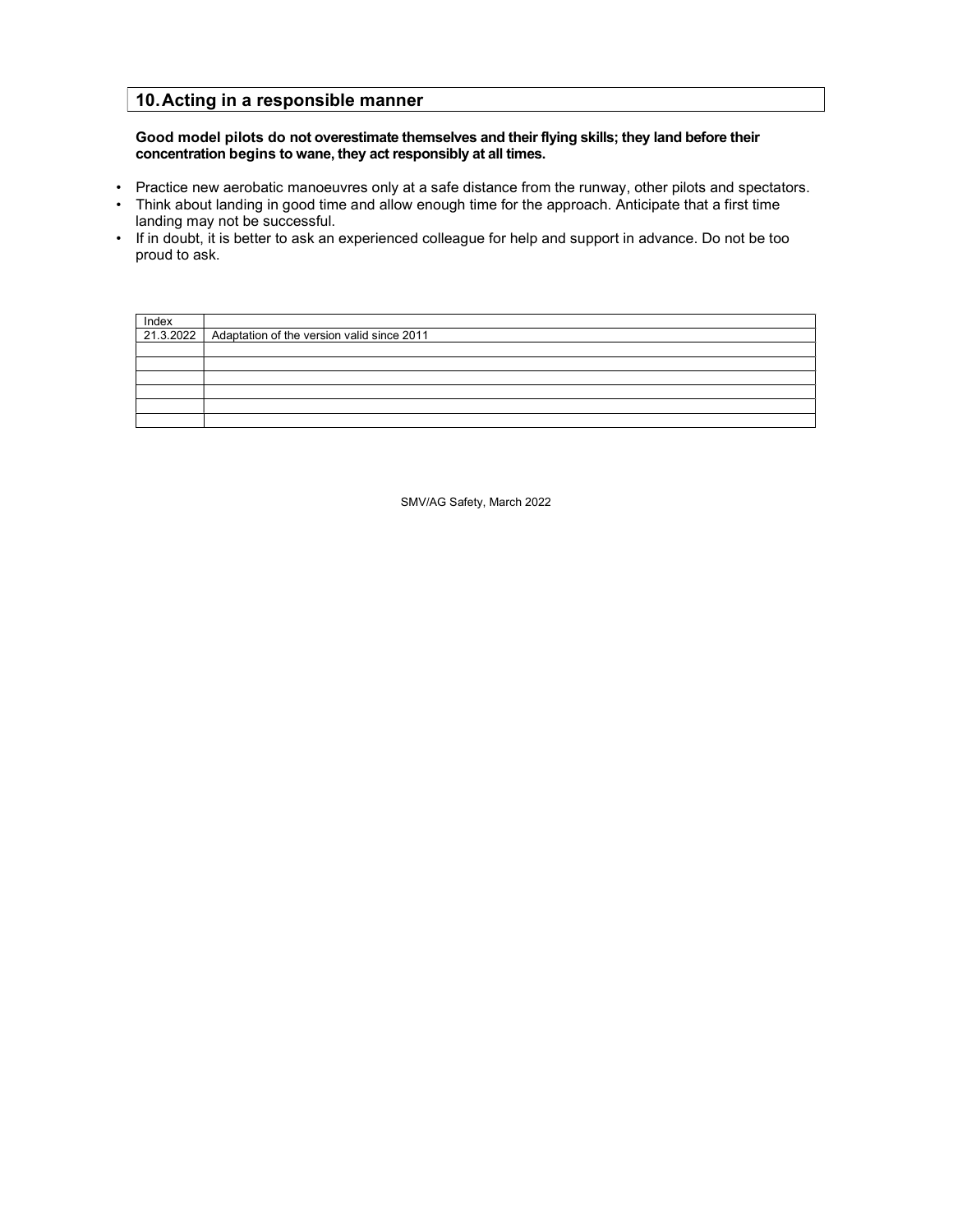## 10. Acting in a responsible manner

**Good model pilots do not overestimate themselves and their flying skills; they land before their concentration begins to wane, they act responsibly at all times.**

- Practice new aerobatic manoeuvres only at a safe distance from the runway, other pilots and spectators.
- Think about landing in good time and allow enough time for the approach. Anticipate that a first time landing may not be successful.
- If in doubt, it is better to ask an experienced colleague for help and support in advance. Do not be too proud to ask.

| Index | |
|---|---|
| 21.3.2022 | Adaptation of the version valid since 2011 |
| | |
| | |
| | |
| | |
| | |
| | |

SMV/AG Safety, March 2022